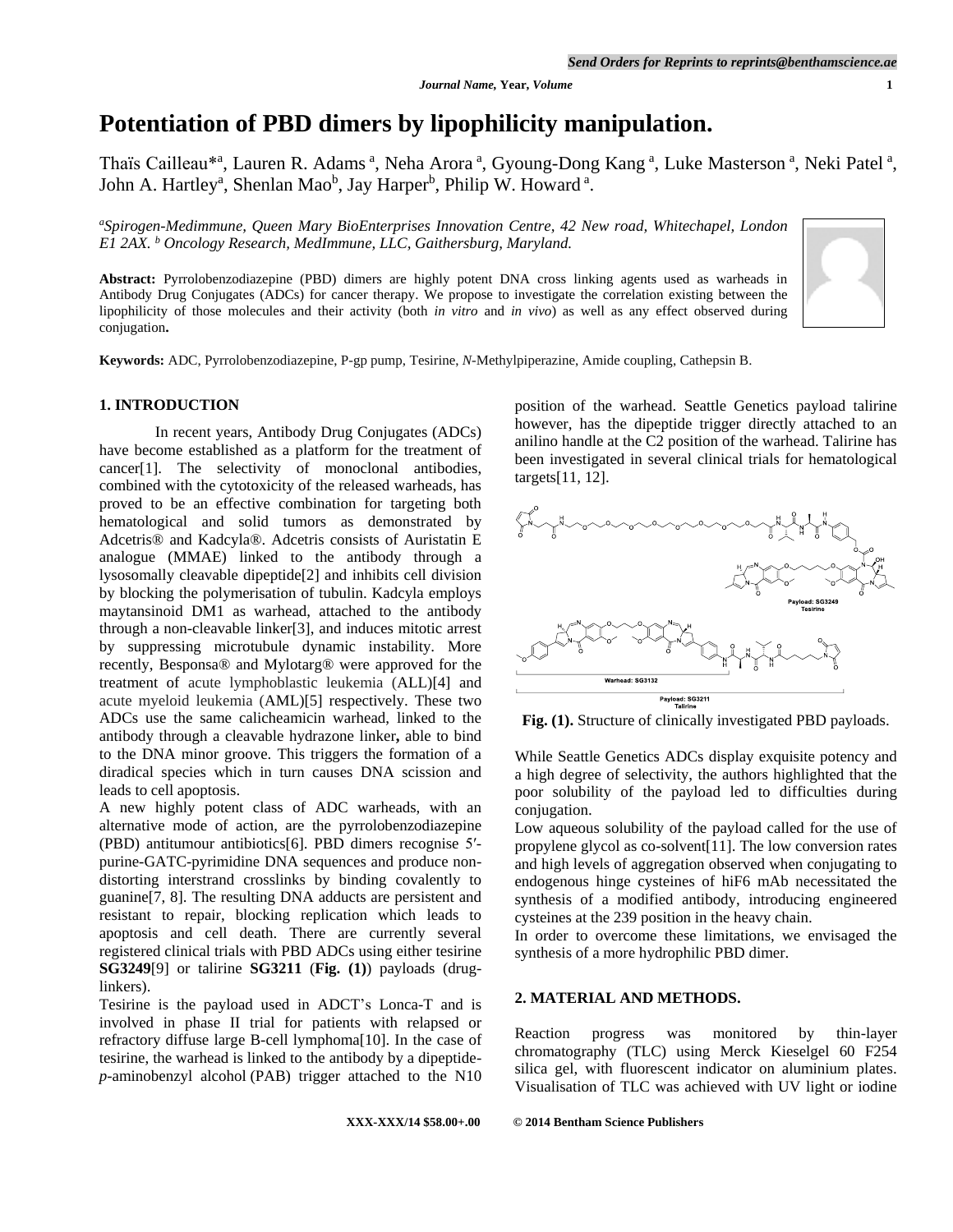# Potentiation of PBD dimers by lipophilicity manipulation.

Thaïs Cailleau*[a], Lauren R. Adams [a], Neha Arora [a], Gyoung-Dong Kang [a], Luke Masterson [a], Neki Patel [a], John A. Hartley[a], Shenlan Mao[b], Jay Harper[b], Philip W. Howard [a].

[a]*Spirogen-Medimmune, Queen Mary BioEnterprises Innovation Centre, 42 New road, Whitechapel, London E1 2AX.* [b] *Oncology Research, MedImmune, LLC, Gaithersburg, Maryland.*

**Abstract:** Pyrrolobenzodiazepine (PBD) dimers are highly potent DNA cross linking agents used as warheads in Antibody Drug Conjugates (ADCs) for cancer therapy. We propose to investigate the correlation existing between the lipophilicity of those molecules and their activity (both *in vitro* and *in vivo*) as well as any effect observed during conjugation**.**

**Keywords:** ADC, Pyrrolobenzodiazepine, P-gp pump, Tesirine, *N*-Methylpiperazine, Amide coupling, Cathepsin B.

## 1. INTRODUCTION

In recent years, Antibody Drug Conjugates (ADCs) have become established as a platform for the treatment of cancer[1]. The selectivity of monoclonal antibodies, combined with the cytotoxicity of the released warheads, has proved to be an effective combination for targeting both hematological and solid tumors as demonstrated by Adcetris® and Kadcyla®. Adcetris consists of Auristatin E analogue (MMAE) linked to the antibody through a lysosomally cleavable dipeptide[2] and inhibits cell division by blocking the polymerisation of tubulin. Kadcyla employs maytansinoid DM1 as warhead, attached to the antibody through a non-cleavable linker[3], and induces mitotic arrest by suppressing microtubule dynamic instability. More recently, Besponsa® and Mylotarg® were approved for the treatment of acute lymphoblastic leukemia (ALL)[4] and acute myeloid leukemia (AML)[5] respectively. These two ADCs use the same calicheamicin warhead, linked to the antibody through a cleavable hydrazone linker**,** able to bind to the DNA minor groove. This triggers the formation of a diradical species which in turn causes DNA scission and leads to cell apoptosis.

A new highly potent class of ADC warheads, with an alternative mode of action, are the pyrrolobenzodiazepine (PBD) antitumour antibiotics[6]. PBD dimers recognise 5′-purine-GATC-pyrimidine DNA sequences and produce non-distorting interstrand crosslinks by binding covalently to guanine[7, 8]. The resulting DNA adducts are persistent and resistant to repair, blocking replication which leads to apoptosis and cell death. There are currently several registered clinical trials with PBD ADCs using either tesirine **SG3249**[9] or talirine **SG3211** (**Fig. (1)**) payloads (drug-linkers).

Tesirine is the payload used in ADCT's Lonca-T and is involved in phase II trial for patients with relapsed or refractory diffuse large B-cell lymphoma[10]. In the case of tesirine, the warhead is linked to the antibody by a dipeptide-*p*-aminobenzyl alcohol (PAB) trigger attached to the N10 position of the warhead. Seattle Genetics payload talirine however, has the dipeptide trigger directly attached to an anilino handle at the C2 position of the warhead. Talirine has been investigated in several clinical trials for hematological targets[11, 12].

Payload: SG3249 Tesirine

Warhead: SG3132

Payload: SG3211 Talirine

**Fig. (1).** Structure of clinically investigated PBD payloads.

While Seattle Genetics ADCs display exquisite potency and a high degree of selectivity, the authors highlighted that the poor solubility of the payload led to difficulties during conjugation.

Low aqueous solubility of the payload called for the use of propylene glycol as co-solvent[11]. The low conversion rates and high levels of aggregation observed when conjugating to endogenous hinge cysteines of hiF6 mAb necessitated the synthesis of a modified antibody, introducing engineered cysteines at the 239 position in the heavy chain.

In order to overcome these limitations, we envisaged the synthesis of a more hydrophilic PBD dimer.

## 2. MATERIAL AND METHODS.

Reaction progress was monitored by thin-layer chromatography (TLC) using Merck Kieselgel 60 F254 silica gel, with fluorescent indicator on aluminium plates. Visualisation of TLC was achieved with UV light or iodine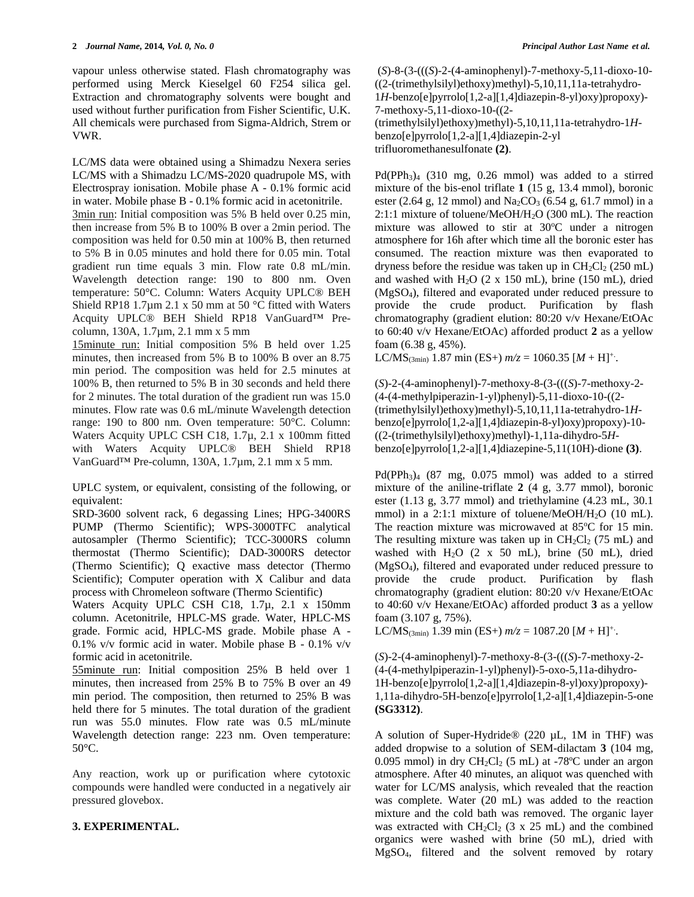vapour unless otherwise stated. Flash chromatography was performed using Merck Kieselgel 60 F254 silica gel. Extraction and chromatography solvents were bought and used without further purification from Fisher Scientific, U.K. All chemicals were purchased from Sigma-Aldrich, Strem or VWR.

LC/MS data were obtained using a Shimadzu Nexera series LC/MS with a Shimadzu LC/MS-2020 quadrupole MS, with Electrospray ionisation. Mobile phase A - 0.1% formic acid in water. Mobile phase B - 0.1% formic acid in acetonitrile.

3min run: Initial composition was 5% B held over 0.25 min, then increase from 5% B to 100% B over a 2min period. The composition was held for 0.50 min at 100% B, then returned to 5% B in 0.05 minutes and hold there for 0.05 min. Total gradient run time equals 3 min. Flow rate 0.8 mL/min. Wavelength detection range: 190 to 800 nm. Oven temperature: 50°C. Column: Waters Acquity UPLC® BEH Shield RP18 1.7µm 2.1 x 50 mm at 50 °C fitted with Waters Acquity UPLC® BEH Shield RP18 VanGuard™ Pre-column, 130A, 1.7µm, 2.1 mm x 5 mm

15minute run: Initial composition 5% B held over 1.25 minutes, then increased from 5% B to 100% B over an 8.75 min period. The composition was held for 2.5 minutes at 100% B, then returned to 5% B in 30 seconds and held there for 2 minutes. The total duration of the gradient run was 15.0 minutes. Flow rate was 0.6 mL/minute Wavelength detection range: 190 to 800 nm. Oven temperature: 50°C. Column: Waters Acquity UPLC CSH C18, 1.7µ, 2.1 x 100mm fitted with Waters Acquity UPLC® BEH Shield RP18 VanGuard™ Pre-column, 130A, 1.7µm, 2.1 mm x 5 mm.

UPLC system, or equivalent, consisting of the following, or equivalent:
SRD-3600 solvent rack, 6 degassing Lines; HPG-3400RS PUMP (Thermo Scientific); WPS-3000TFC analytical autosampler (Thermo Scientific); TCC-3000RS column thermostat (Thermo Scientific); DAD-3000RS detector (Thermo Scientific); Q exactive mass detector (Thermo Scientific); Computer operation with X Calibur and data process with Chromeleon software (Thermo Scientific)
Waters Acquity UPLC CSH C18, 1.7µ, 2.1 x 150mm column. Acetonitrile, HPLC-MS grade. Water, HPLC-MS grade. Formic acid, HPLC-MS grade. Mobile phase A - 0.1% v/v formic acid in water. Mobile phase B - 0.1% v/v formic acid in acetonitrile.

55minute run: Initial composition 25% B held over 1 minutes, then increased from 25% B to 75% B over an 49 min period. The composition, then returned to 25% B was held there for 5 minutes. The total duration of the gradient run was 55.0 minutes. Flow rate was 0.5 mL/minute Wavelength detection range: 223 nm. Oven temperature: 50°C.

Any reaction, work up or purification where cytotoxic compounds were handled were conducted in a negatively air pressured glovebox.

## 3. EXPERIMENTAL.

(*S*)-8-(3-(((*S*)-2-(4-aminophenyl)-7-methoxy-5,11-dioxo-10-((2-(trimethylsilyl)ethoxy)methyl)-5,10,11,11a-tetrahydro-1*H*-benzo[e]pyrrolo[1,2-a][1,4]diazepin-8-yl)oxy)propoxy)-7-methoxy-5,11-dioxo-10-((2-(trimethylsilyl)ethoxy)methyl)-5,10,11,11a-tetrahydro-1*H*-benzo[e]pyrrolo[1,2-a][1,4]diazepin-2-yl trifluoromethanesulfonate **(2)**.

$Pd(PPh_3)_4$ (310 mg, 0.26 mmol) was added to a stirred mixture of the bis-enol triflate **1** (15 g, 13.4 mmol), boronic ester (2.64 g, 12 mmol) and $Na_2CO_3$ (6.54 g, 61.7 mmol) in a 2:1:1 mixture of toluene/MeOH/$H_2O$ (300 mL). The reaction mixture was allowed to stir at 30ºC under a nitrogen atmosphere for 16h after which time all the boronic ester has consumed. The reaction mixture was then evaporated to dryness before the residue was taken up in $CH_2Cl_2$ (250 mL) and washed with $H_2O$ (2 x 150 mL), brine (150 mL), dried ($MgSO_4$), filtered and evaporated under reduced pressure to provide the crude product. Purification by flash chromatography (gradient elution: 80:20 v/v Hexane/EtOAc to 60:40 v/v Hexane/EtOAc) afforded product **2** as a yellow foam (6.38 g, 45%).
$LC/MS_{(3min)}$ 1.87 min (ES+) $m/z$ = 1060.35 $[M + H]^{+\cdot}$.

(*S*)-2-(4-aminophenyl)-7-methoxy-8-(3-(((*S*)-7-methoxy-2-(4-(4-methylpiperazin-1-yl)phenyl)-5,11-dioxo-10-((2-(trimethylsilyl)ethoxy)methyl)-5,10,11,11a-tetrahydro-1*H*-benzo[e]pyrrolo[1,2-a][1,4]diazepin-8-yl)oxy)propoxy)-10-((2-(trimethylsilyl)ethoxy)methyl)-1,11a-dihydro-5*H*-benzo[e]pyrrolo[1,2-a][1,4]diazepine-5,11(10H)-dione **(3)**.

$Pd(PPh_3)_4$ (87 mg, 0.075 mmol) was added to a stirred mixture of the aniline-triflate **2** (4 g, 3.77 mmol), boronic ester (1.13 g, 3.77 mmol) and triethylamine (4.23 mL, 30.1 mmol) in a 2:1:1 mixture of toluene/MeOH/$H_2O$ (10 mL). The reaction mixture was microwaved at 85ºC for 15 min. The resulting mixture was taken up in $CH_2Cl_2$ (75 mL) and washed with $H_2O$ (2 x 50 mL), brine (50 mL), dried ($MgSO_4$), filtered and evaporated under reduced pressure to provide the crude product. Purification by flash chromatography (gradient elution: 80:20 v/v Hexane/EtOAc to 40:60 v/v Hexane/EtOAc) afforded product **3** as a yellow foam (3.107 g, 75%).
$LC/MS_{(3min)}$ 1.39 min (ES+) $m/z$ = 1087.20 $[M + H]^{+\cdot}$.

(*S*)-2-(4-aminophenyl)-7-methoxy-8-(3-(((*S*)-7-methoxy-2-(4-(4-methylpiperazin-1-yl)phenyl)-5-oxo-5,11a-dihydro-1H-benzo[e]pyrrolo[1,2-a][1,4]diazepin-8-yl)oxy)propoxy)-1,11a-dihydro-5H-benzo[e]pyrrolo[1,2-a][1,4]diazepin-5-one **(SG3312)**.

A solution of Super-Hydride® (220 µL, 1M in THF) was added dropwise to a solution of SEM-dilactam **3** (104 mg, 0.095 mmol) in dry $CH_2Cl_2$ (5 mL) at -78ºC under an argon atmosphere. After 40 minutes, an aliquot was quenched with water for LC/MS analysis, which revealed that the reaction was complete. Water (20 mL) was added to the reaction mixture and the cold bath was removed. The organic layer was extracted with $CH_2Cl_2$ (3 x 25 mL) and the combined organics were washed with brine (50 mL), dried with $MgSO_4$, filtered and the solvent removed by rotary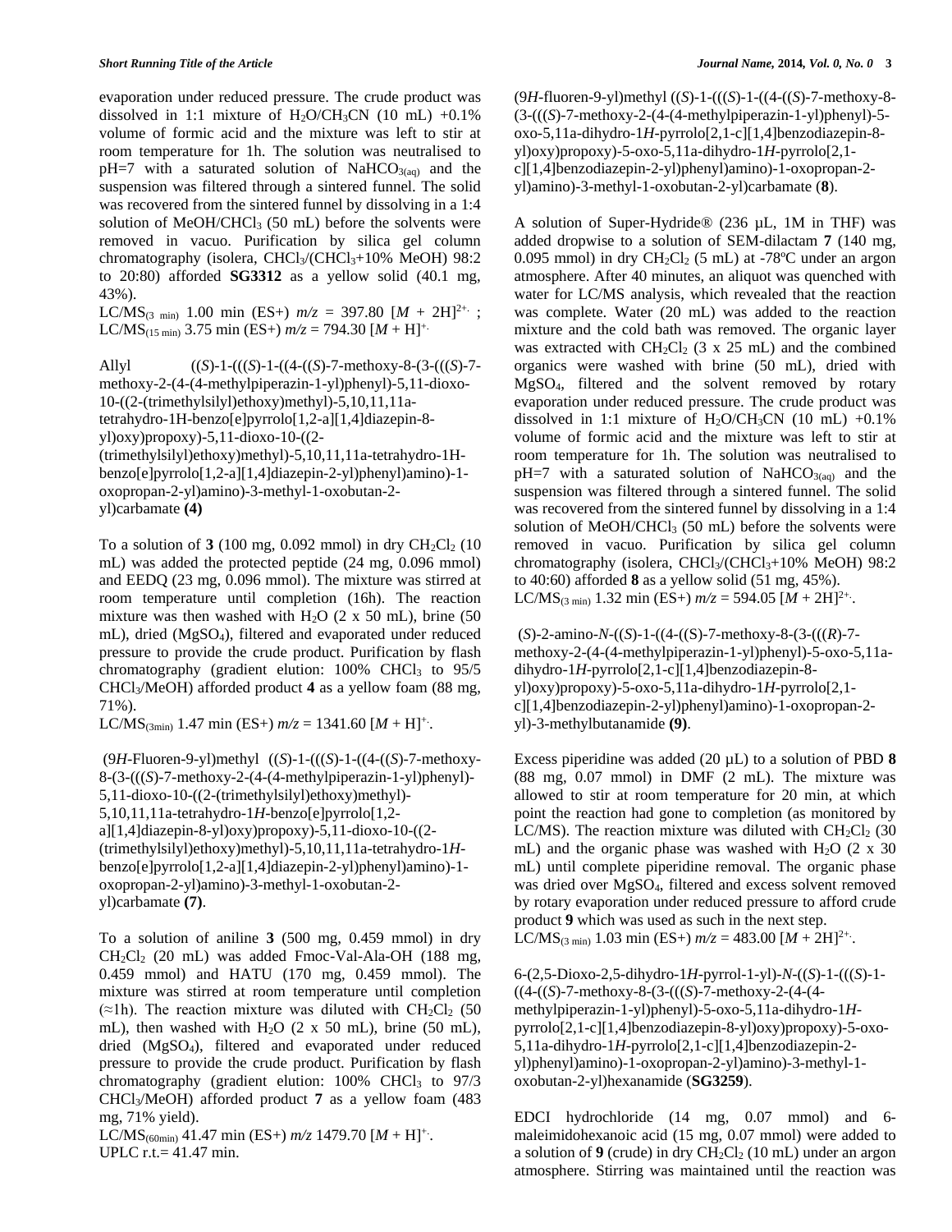evaporation under reduced pressure. The crude product was dissolved in 1:1 mixture of $H_2O/CH_3CN$ (10 mL) +0.1% volume of formic acid and the mixture was left to stir at room temperature for 1h. The solution was neutralised to pH=7 with a saturated solution of $NaHCO_{3(aq)}$ and the suspension was filtered through a sintered funnel. The solid was recovered from the sintered funnel by dissolving in a 1:4 solution of $MeOH/CHCl_3$ (50 mL) before the solvents were removed in vacuo. Purification by silica gel column chromatography (isolera, $CHCl_3$/($CHCl_3$+10% MeOH) 98:2 to 20:80) afforded **SG3312** as a yellow solid (40.1 mg, 43%).

LC/MS$_{(3\ min)}$ 1.00 min (ES+) *m/z* = 397.80 [*M* + 2H]$^{2+\cdot}$ ; LC/MS$_{(15\ min)}$ 3.75 min (ES+) *m/z* = 794.30 [*M* + H]$^{+\cdot}$

Allyl ((*S*)-1-(((*S*)-1-((4-((*S*)-7-methoxy-8-(3-(((*S*)-7-methoxy-2-(4-(4-methylpiperazin-1-yl)phenyl)-5,11-dioxo-10-((2-(trimethylsilyl)ethoxy)methyl)-5,10,11,11a-tetrahydro-1H-benzo[e]pyrrolo[1,2-a][1,4]diazepin-8-yl)oxy)propoxy)-5,11-dioxo-10-((2-(trimethylsilyl)ethoxy)methyl)-5,10,11,11a-tetrahydro-1H-benzo[e]pyrrolo[1,2-a][1,4]diazepin-2-yl)phenyl)amino)-1-oxopropan-2-yl)amino)-3-methyl-1-oxobutan-2-yl)carbamate **(4)**

To a solution of **3** (100 mg, 0.092 mmol) in dry $CH_2Cl_2$ (10 mL) was added the protected peptide (24 mg, 0.096 mmol) and EEDQ (23 mg, 0.096 mmol). The mixture was stirred at room temperature until completion (16h). The reaction mixture was then washed with $H_2O$ (2 x 50 mL), brine (50 mL), dried ($MgSO_4$), filtered and evaporated under reduced pressure to provide the crude product. Purification by flash chromatography (gradient elution: 100% $CHCl_3$ to 95/5 $CHCl_3$/MeOH) afforded product **4** as a yellow foam (88 mg, 71%).

LC/MS$_{(3min)}$ 1.47 min (ES+) *m/z* = 1341.60 [*M* + H]$^{+\cdot}$.

(9*H*-Fluoren-9-yl)methyl ((*S*)-1-(((*S*)-1-((4-((*S*)-7-methoxy-8-(3-(((*S*)-7-methoxy-2-(4-(4-methylpiperazin-1-yl)phenyl)-5,11-dioxo-10-((2-(trimethylsilyl)ethoxy)methyl)-5,10,11,11a-tetrahydro-1*H*-benzo[e]pyrrolo[1,2-a][1,4]diazepin-8-yl)oxy)propoxy)-5,11-dioxo-10-((2-(trimethylsilyl)ethoxy)methyl)-5,10,11,11a-tetrahydro-1*H*-benzo[e]pyrrolo[1,2-a][1,4]diazepin-2-yl)phenyl)amino)-1-oxopropan-2-yl)amino)-3-methyl-1-oxobutan-2-yl)carbamate **(7)**.

To a solution of aniline **3** (500 mg, 0.459 mmol) in dry $CH_2Cl_2$ (20 mL) was added Fmoc-Val-Ala-OH (188 mg, 0.459 mmol) and HATU (170 mg, 0.459 mmol). The mixture was stirred at room temperature until completion (≈1h). The reaction mixture was diluted with $CH_2Cl_2$ (50 mL), then washed with $H_2O$ (2 x 50 mL), brine (50 mL), dried ($MgSO_4$), filtered and evaporated under reduced pressure to provide the crude product. Purification by flash chromatography (gradient elution: 100% $CHCl_3$ to 97/3 $CHCl_3$/MeOH) afforded product **7** as a yellow foam (483 mg, 71% yield).

LC/MS$_{(60min)}$ 41.47 min (ES+) *m/z* 1479.70 [*M* + H]$^{+\cdot}$.
UPLC r.t.= 41.47 min.

(9*H*-fluoren-9-yl)methyl ((*S*)-1-(((*S*)-1-((4-((*S*)-7-methoxy-8-(3-(((*S*)-7-methoxy-2-(4-(4-methylpiperazin-1-yl)phenyl)-5-oxo-5,11a-dihydro-1*H*-pyrrolo[2,1-c][1,4]benzodiazepin-8-yl)oxy)propoxy)-5-oxo-5,11a-dihydro-1*H*-pyrrolo[2,1-c][1,4]benzodiazepin-2-yl)phenyl)amino)-1-oxopropan-2-yl)amino)-3-methyl-1-oxobutan-2-yl)carbamate (**8**).

A solution of Super-Hydride® (236 µL, 1M in THF) was added dropwise to a solution of SEM-dilactam **7** (140 mg, 0.095 mmol) in dry $CH_2Cl_2$ (5 mL) at -78ºC under an argon atmosphere. After 40 minutes, an aliquot was quenched with water for LC/MS analysis, which revealed that the reaction was complete. Water (20 mL) was added to the reaction mixture and the cold bath was removed. The organic layer was extracted with $CH_2Cl_2$ (3 x 25 mL) and the combined organics were washed with brine (50 mL), dried with $MgSO_4$, filtered and the solvent removed by rotary evaporation under reduced pressure. The crude product was dissolved in 1:1 mixture of $H_2O/CH_3CN$ (10 mL) +0.1% volume of formic acid and the mixture was left to stir at room temperature for 1h. The solution was neutralised to pH=7 with a saturated solution of $NaHCO_{3(aq)}$ and the suspension was filtered through a sintered funnel. The solid was recovered from the sintered funnel by dissolving in a 1:4 solution of $MeOH/CHCl_3$ (50 mL) before the solvents were removed in vacuo. Purification by silica gel column chromatography (isolera, $CHCl_3$/($CHCl_3$+10% MeOH) 98:2 to 40:60) afforded **8** as a yellow solid (51 mg, 45%).
LC/MS$_{(3\ min)}$ 1.32 min (ES+) *m/z* = 594.05 [*M* + 2H]$^{2+\cdot}$.

(*S*)-2-amino-*N*-((*S*)-1-((4-((S)-7-methoxy-8-(3-(((*R*)-7-methoxy-2-(4-(4-methylpiperazin-1-yl)phenyl)-5-oxo-5,11a-dihydro-1*H*-pyrrolo[2,1-c][1,4]benzodiazepin-8-yl)oxy)propoxy)-5-oxo-5,11a-dihydro-1*H*-pyrrolo[2,1-c][1,4]benzodiazepin-2-yl)phenyl)amino)-1-oxopropan-2-yl)-3-methylbutanamide **(9)**.

Excess piperidine was added (20 µL) to a solution of PBD **8** (88 mg, 0.07 mmol) in DMF (2 mL). The mixture was allowed to stir at room temperature for 20 min, at which point the reaction had gone to completion (as monitored by LC/MS). The reaction mixture was diluted with $CH_2Cl_2$ (30 mL) and the organic phase was washed with $H_2O$ (2 x 30 mL) until complete piperidine removal. The organic phase was dried over $MgSO_4$, filtered and excess solvent removed by rotary evaporation under reduced pressure to afford crude product **9** which was used as such in the next step.
LC/MS$_{(3\ min)}$ 1.03 min (ES+) *m/z* = 483.00 [*M* + 2H]$^{2+\cdot}$.

6-(2,5-Dioxo-2,5-dihydro-1*H*-pyrrol-1-yl)-*N*-((*S*)-1-(((*S*)-1-((4-((*S*)-7-methoxy-8-(3-(((*S*)-7-methoxy-2-(4-(4-methylpiperazin-1-yl)phenyl)-5-oxo-5,11a-dihydro-1*H*-pyrrolo[2,1-c][1,4]benzodiazepin-8-yl)oxy)propoxy)-5-oxo-5,11a-dihydro-1*H*-pyrrolo[2,1-c][1,4]benzodiazepin-2-yl)phenyl)amino)-1-oxopropan-2-yl)amino)-3-methyl-1-oxobutan-2-yl)hexanamide (**SG3259**).

EDCI hydrochloride (14 mg, 0.07 mmol) and 6-maleimidohexanoic acid (15 mg, 0.07 mmol) were added to a solution of **9** (crude) in dry $CH_2Cl_2$ (10 mL) under an argon atmosphere. Stirring was maintained until the reaction was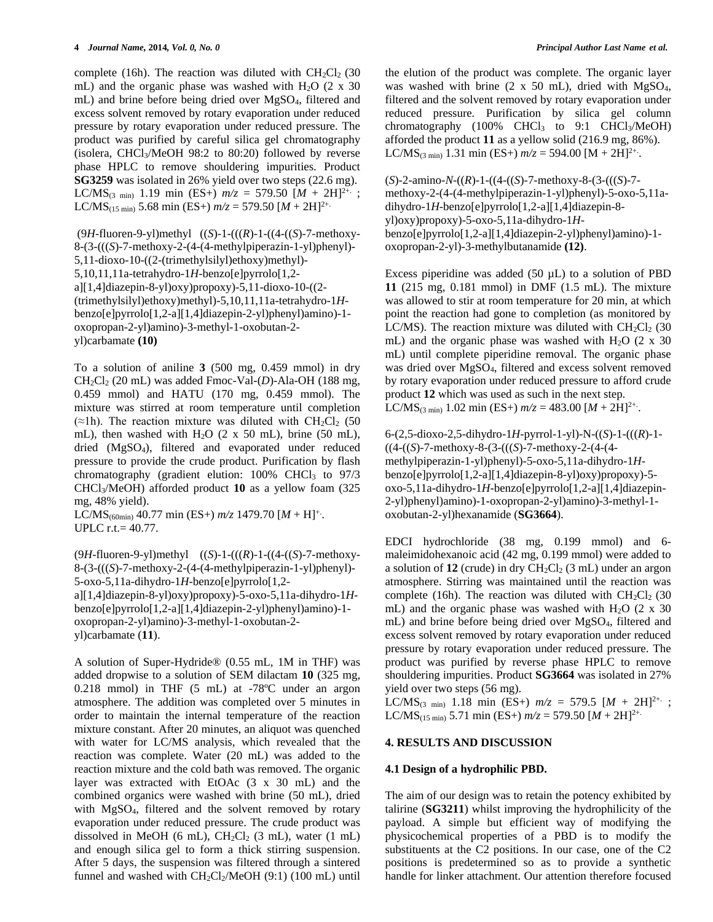complete (16h). The reaction was diluted with $CH_2Cl_2$ (30 mL) and the organic phase was washed with $H_2O$ (2 x 30 mL) and brine before being dried over $MgSO_4$, filtered and excess solvent removed by rotary evaporation under reduced pressure by rotary evaporation under reduced pressure. The product was purified by careful silica gel chromatography (isolera, $CHCl_3$/MeOH 98:2 to 80:20) followed by reverse phase HPLC to remove shouldering impurities. Product **SG3259** was isolated in 26% yield over two steps (22.6 mg). LC/MS$_{(3\ min)}$ 1.19 min (ES+) $m/z$ = 579.50 $[M + 2H]^{2+.}$ ; LC/MS$_{(15\ min)}$ 5.68 min (ES+) $m/z$ = 579.50 $[M + 2H]^{2+.}$

(9*H*-fluoren-9-yl)methyl ((*S*)-1-(((*R*)-1-((4-((*S*)-7-methoxy-8-(3-(((*S*)-7-methoxy-2-(4-(4-methylpiperazin-1-yl)phenyl)-5,11-dioxo-10-((2-(trimethylsilyl)ethoxy)methyl)-5,10,11,11a-tetrahydro-1*H*-benzo[e]pyrrolo[1,2-a][1,4]diazepin-8-yl)oxy)propoxy)-5,11-dioxo-10-((2-(trimethylsilyl)ethoxy)methyl)-5,10,11,11a-tetrahydro-1*H*-benzo[e]pyrrolo[1,2-a][1,4]diazepin-2-yl)phenyl)amino)-1-oxopropan-2-yl)amino)-3-methyl-1-oxobutan-2-yl)carbamate **(10)**

To a solution of aniline **3** (500 mg, 0.459 mmol) in dry $CH_2Cl_2$ (20 mL) was added Fmoc-Val-(*D*)-Ala-OH (188 mg, 0.459 mmol) and HATU (170 mg, 0.459 mmol). The mixture was stirred at room temperature until completion (≈1h). The reaction mixture was diluted with $CH_2Cl_2$ (50 mL), then washed with $H_2O$ (2 x 50 mL), brine (50 mL), dried ($MgSO_4$), filtered and evaporated under reduced pressure to provide the crude product. Purification by flash chromatography (gradient elution: 100% $CHCl_3$ to 97/3 $CHCl_3$/MeOH) afforded product **10** as a yellow foam (325 mg, 48% yield).
LC/MS$_{(60min)}$ 40.77 min (ES+) $m/z$ 1479.70 $[M + H]^{+.}$.
UPLC r.t.= 40.77.

(9*H*-fluoren-9-yl)methyl ((*S*)-1-(((*R*)-1-((4-((*S*)-7-methoxy-8-(3-(((*S*)-7-methoxy-2-(4-(4-methylpiperazin-1-yl)phenyl)-5-oxo-5,11a-dihydro-1*H*-benzo[e]pyrrolo[1,2-a][1,4]diazepin-8-yl)oxy)propoxy)-5-oxo-5,11a-dihydro-1*H*-benzo[e]pyrrolo[1,2-a][1,4]diazepin-2-yl)phenyl)amino)-1-oxopropan-2-yl)amino)-3-methyl-1-oxobutan-2-yl)carbamate (**11**).

A solution of Super-Hydride® (0.55 mL, 1M in THF) was added dropwise to a solution of SEM dilactam **10** (325 mg, 0.218 mmol) in THF (5 mL) at -78ºC under an argon atmosphere. The addition was completed over 5 minutes in order to maintain the internal temperature of the reaction mixture constant. After 20 minutes, an aliquot was quenched with water for LC/MS analysis, which revealed that the reaction was complete. Water (20 mL) was added to the reaction mixture and the cold bath was removed. The organic layer was extracted with EtOAc (3 x 30 mL) and the combined organics were washed with brine (50 mL), dried with $MgSO_4$, filtered and the solvent removed by rotary evaporation under reduced pressure. The crude product was dissolved in MeOH (6 mL), $CH_2Cl_2$ (3 mL), water (1 mL) and enough silica gel to form a thick stirring suspension. After 5 days, the suspension was filtered through a sintered funnel and washed with $CH_2Cl_2$/MeOH (9:1) (100 mL) until the elution of the product was complete. The organic layer was washed with brine (2 x 50 mL), dried with $MgSO_4$, filtered and the solvent removed by rotary evaporation under reduced pressure. Purification by silica gel column chromatography (100% $CHCl_3$ to 9:1 $CHCl_3$/MeOH) afforded the product **11** as a yellow solid (216.9 mg, 86%). LC/MS$_{(3\ min)}$ 1.31 min (ES+) $m/z$ = 594.00 $[M + 2H]^{2+.}$.

(*S*)-2-amino-*N*-((*R*)-1-((4-((*S*)-7-methoxy-8-(3-(((*S*)-7-methoxy-2-(4-(4-methylpiperazin-1-yl)phenyl)-5-oxo-5,11a-dihydro-1*H*-benzo[e]pyrrolo[1,2-a][1,4]diazepin-8-yl)oxy)propoxy)-5-oxo-5,11a-dihydro-1*H*-benzo[e]pyrrolo[1,2-a][1,4]diazepin-2-yl)phenyl)amino)-1-oxopropan-2-yl)-3-methylbutanamide **(12)**.

Excess piperidine was added (50 µL) to a solution of PBD **11** (215 mg, 0.181 mmol) in DMF (1.5 mL). The mixture was allowed to stir at room temperature for 20 min, at which point the reaction had gone to completion (as monitored by LC/MS). The reaction mixture was diluted with $CH_2Cl_2$ (30 mL) and the organic phase was washed with $H_2O$ (2 x 30 mL) until complete piperidine removal. The organic phase was dried over $MgSO_4$, filtered and excess solvent removed by rotary evaporation under reduced pressure to afford crude product **12** which was used as such in the next step. LC/MS$_{(3\ min)}$ 1.02 min (ES+) $m/z$ = 483.00 $[M + 2H]^{2+.}$.

6-(2,5-dioxo-2,5-dihydro-1*H*-pyrrol-1-yl)-N-((*S*)-1-(((*R*)-1-((4-((*S*)-7-methoxy-8-(3-(((*S*)-7-methoxy-2-(4-(4-methylpiperazin-1-yl)phenyl)-5-oxo-5,11a-dihydro-1*H*-benzo[e]pyrrolo[1,2-a][1,4]diazepin-8-yl)oxy)propoxy)-5-oxo-5,11a-dihydro-1*H*-benzo[e]pyrrolo[1,2-a][1,4]diazepin-2-yl)phenyl)amino)-1-oxopropan-2-yl)amino)-3-methyl-1-oxobutan-2-yl)hexanamide (**SG3664**).

EDCI hydrochloride (38 mg, 0.199 mmol) and 6-maleimidohexanoic acid (42 mg, 0.199 mmol) were added to a solution of **12** (crude) in dry $CH_2Cl_2$ (3 mL) under an argon atmosphere. Stirring was maintained until the reaction was complete (16h). The reaction was diluted with $CH_2Cl_2$ (30 mL) and the organic phase was washed with $H_2O$ (2 x 30 mL) and brine before being dried over $MgSO_4$, filtered and excess solvent removed by rotary evaporation under reduced pressure by rotary evaporation under reduced pressure. The product was purified by reverse phase HPLC to remove shouldering impurities. Product **SG3664** was isolated in 27% yield over two steps (56 mg).
LC/MS$_{(3\ min)}$ 1.18 min (ES+) $m/z$ = 579.5 $[M + 2H]^{2+.}$ ; LC/MS$_{(15\ min)}$ 5.71 min (ES+) $m/z$ = 579.50 $[M + 2H]^{2+.}$

## 4. RESULTS AND DISCUSSION

### 4.1 Design of a hydrophilic PBD.

The aim of our design was to retain the potency exhibited by talirine (**SG3211**) whilst improving the hydrophilicity of the payload. A simple but efficient way of modifying the physicochemical properties of a PBD is to modify the substituents at the C2 positions. In our case, one of the C2 positions is predetermined so as to provide a synthetic handle for linker attachment. Our attention therefore focused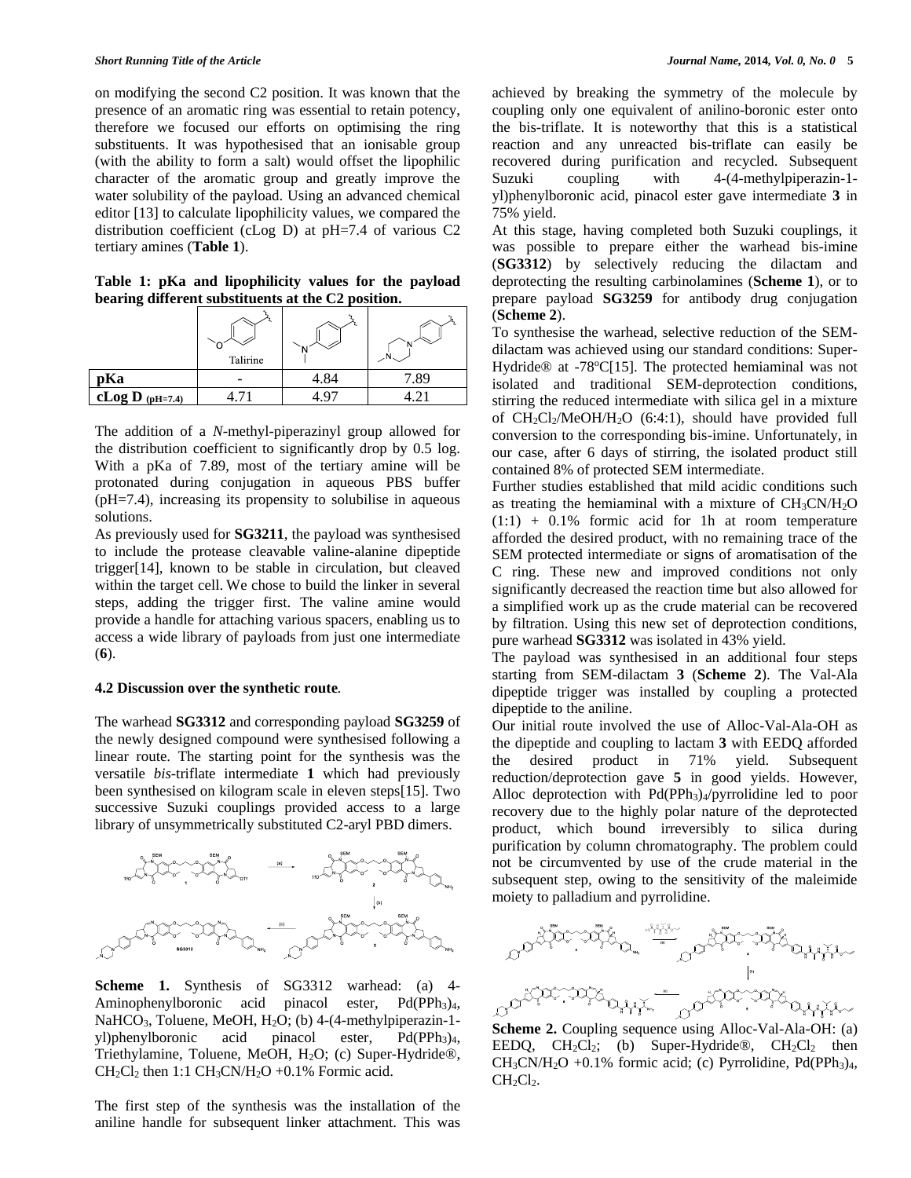on modifying the second C2 position. It was known that the presence of an aromatic ring was essential to retain potency, therefore we focused our efforts on optimising the ring substituents. It was hypothesised that an ionisable group (with the ability to form a salt) would offset the lipophilic character of the aromatic group and greatly improve the water solubility of the payload. Using an advanced chemical editor [13] to calculate lipophilicity values, we compared the distribution coefficient (cLog D) at pH=7.4 of various C2 tertiary amines (**Table 1**).

**Table 1: pKa and lipophilicity values for the payload bearing different substituents at the C2 position.**

| | Talirine | | |
|---|---|---|---|
| **pKa** | - | 4.84 | 7.89 |
| **cLog D** (pH=7.4) | 4.71 | 4.97 | 4.21 |

The addition of a *N*-methyl-piperazinyl group allowed for the distribution coefficient to significantly drop by 0.5 log. With a pKa of 7.89, most of the tertiary amine will be protonated during conjugation in aqueous PBS buffer (pH=7.4), increasing its propensity to solubilise in aqueous solutions.

As previously used for **SG3211**, the payload was synthesised to include the protease cleavable valine-alanine dipeptide trigger[14], known to be stable in circulation, but cleaved within the target cell. We chose to build the linker in several steps, adding the trigger first. The valine amine would provide a handle for attaching various spacers, enabling us to access a wide library of payloads from just one intermediate (**6**).

**4.2 Discussion over the synthetic route**.

The warhead **SG3312** and corresponding payload **SG3259** of the newly designed compound were synthesised following a linear route. The starting point for the synthesis was the versatile *bis*-triflate intermediate **1** which had previously been synthesised on kilogram scale in eleven steps[15]. Two successive Suzuki couplings provided access to a large library of unsymmetrically substituted C2-aryl PBD dimers.

**Scheme 1.** Synthesis of SG3312 warhead: (a) 4-Aminophenylboronic acid pinacol ester, $Pd(PPh_3)_4$, $NaHCO_3$, Toluene, MeOH, $H_2O$; (b) 4-(4-methylpiperazin-1-yl)phenylboronic acid pinacol ester, $Pd(PPh_3)_4$, Triethylamine, Toluene, MeOH, $H_2O$; (c) Super-Hydride®, $CH_2Cl_2$ then 1:1 $CH_3CN/H_2O$ +0.1% Formic acid.

The first step of the synthesis was the installation of the aniline handle for subsequent linker attachment. This was achieved by breaking the symmetry of the molecule by coupling only one equivalent of anilino-boronic ester onto the bis-triflate. It is noteworthy that this is a statistical reaction and any unreacted bis-triflate can easily be recovered during purification and recycled. Subsequent Suzuki coupling with 4-(4-methylpiperazin-1-yl)phenylboronic acid, pinacol ester gave intermediate **3** in 75% yield.

At this stage, having completed both Suzuki couplings, it was possible to prepare either the warhead bis-imine (**SG3312**) by selectively reducing the dilactam and deprotecting the resulting carbinolamines (**Scheme 1**), or to prepare payload **SG3259** for antibody drug conjugation (**Scheme 2**).

To synthesise the warhead, selective reduction of the SEM-dilactam was achieved using our standard conditions: Super-Hydride® at -78$^{o}$C[15]. The protected hemiaminal was not isolated and traditional SEM-deprotection conditions, stirring the reduced intermediate with silica gel in a mixture of $CH_2Cl_2/MeOH/H_2O$ (6:4:1), should have provided full conversion to the corresponding bis-imine. Unfortunately, in our case, after 6 days of stirring, the isolated product still contained 8% of protected SEM intermediate.

Further studies established that mild acidic conditions such as treating the hemiaminal with a mixture of $CH_3CN/H_2O$ (1:1) + 0.1% formic acid for 1h at room temperature afforded the desired product, with no remaining trace of the SEM protected intermediate or signs of aromatisation of the C ring. These new and improved conditions not only significantly decreased the reaction time but also allowed for a simplified work up as the crude material can be recovered by filtration. Using this new set of deprotection conditions, pure warhead **SG3312** was isolated in 43% yield.

The payload was synthesised in an additional four steps starting from SEM-dilactam **3** (**Scheme 2**). The Val-Ala dipeptide trigger was installed by coupling a protected dipeptide to the aniline.

Our initial route involved the use of Alloc-Val-Ala-OH as the dipeptide and coupling to lactam **3** with EEDQ afforded the desired product in 71% yield. Subsequent reduction/deprotection gave **5** in good yields. However, Alloc deprotection with $Pd(PPh_3)_4$/pyrrolidine led to poor recovery due to the highly polar nature of the deprotected product, which bound irreversibly to silica during purification by column chromatography. The problem could not be circumvented by use of the crude material in the subsequent step, owing to the sensitivity of the maleimide moiety to palladium and pyrrolidine.

**Scheme 2.** Coupling sequence using Alloc-Val-Ala-OH: (a) EEDQ, $CH_2Cl_2$; (b) Super-Hydride®, $CH_2Cl_2$ then $CH_3CN/H_2O$ +0.1% formic acid; (c) Pyrrolidine, $Pd(PPh_3)_4$, $CH_2Cl_2$.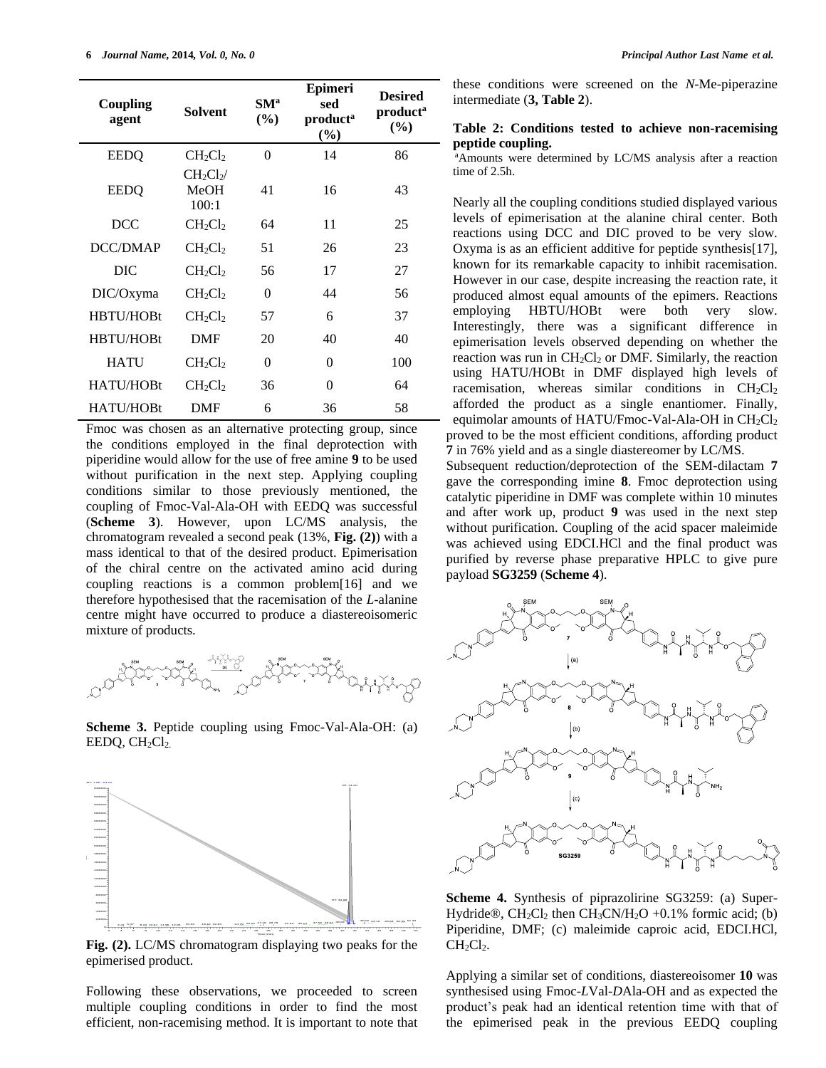| Coupling agent | Solvent | SM[a] (%) | Epimerised product[a] (%) | Desired product[a] (%) |
| --- | --- | --- | --- | --- |
| EEDQ | $CH_2Cl_2$ | 0 | 14 | 86 |
| EEDQ | $CH_2Cl_2$/ MeOH 100:1 | 41 | 16 | 43 |
| DCC | $CH_2Cl_2$ | 64 | 11 | 25 |
| DCC/DMAP | $CH_2Cl_2$ | 51 | 26 | 23 |
| DIC | $CH_2Cl_2$ | 56 | 17 | 27 |
| DIC/Oxyma | $CH_2Cl_2$ | 0 | 44 | 56 |
| HBTU/HOBt | $CH_2Cl_2$ | 57 | 6 | 37 |
| HBTU/HOBt | DMF | 20 | 40 | 40 |
| HATU | $CH_2Cl_2$ | 0 | 0 | 100 |
| HATU/HOBt | $CH_2Cl_2$ | 36 | 0 | 64 |
| HATU/HOBt | DMF | 6 | 36 | 58 |

Fmoc was chosen as an alternative protecting group, since the conditions employed in the final deprotection with piperidine would allow for the use of free amine **9** to be used without purification in the next step. Applying coupling conditions similar to those previously mentioned, the coupling of Fmoc-Val-Ala-OH with EEDQ was successful (**Scheme 3**). However, upon LC/MS analysis, the chromatogram revealed a second peak (13%, **Fig. (2)**) with a mass identical to that of the desired product. Epimerisation of the chiral centre on the activated amino acid during coupling reactions is a common problem[16] and we therefore hypothesised that the racemisation of the *L*-alanine centre might have occurred to produce a diastereoisomeric mixture of products.

**Scheme 3.** Peptide coupling using Fmoc-Val-Ala-OH: (a) EEDQ, $CH_2Cl_2$.

**Fig. (2).** LC/MS chromatogram displaying two peaks for the epimerised product.

Following these observations, we proceeded to screen multiple coupling conditions in order to find the most efficient, non-racemising method. It is important to note that these conditions were screened on the *N*-Me-piperazine intermediate (**3, Table 2**).

**Table 2: Conditions tested to achieve non-racemising peptide coupling.**

[a]Amounts were determined by LC/MS analysis after a reaction time of 2.5h.

Nearly all the coupling conditions studied displayed various levels of epimerisation at the alanine chiral center. Both reactions using DCC and DIC proved to be very slow. Oxyma is as an efficient additive for peptide synthesis[17], known for its remarkable capacity to inhibit racemisation. However in our case, despite increasing the reaction rate, it produced almost equal amounts of the epimers. Reactions employing HBTU/HOBt were both very slow. Interestingly, there was a significant difference in epimerisation levels observed depending on whether the reaction was run in $CH_2Cl_2$ or DMF. Similarly, the reaction using HATU/HOBt in DMF displayed high levels of racemisation, whereas similar conditions in $CH_2Cl_2$ afforded the product as a single enantiomer. Finally, equimolar amounts of HATU/Fmoc-Val-Ala-OH in $CH_2Cl_2$ proved to be the most efficient conditions, affording product **7** in 76% yield and as a single diastereomer by LC/MS.

Subsequent reduction/deprotection of the SEM-dilactam **7** gave the corresponding imine **8**. Fmoc deprotection using catalytic piperidine in DMF was complete within 10 minutes and after work up, product **9** was used in the next step without purification. Coupling of the acid spacer maleimide was achieved using EDCI.HCl and the final product was purified by reverse phase preparative HPLC to give pure payload **SG3259** (**Scheme 4**).

**Scheme 4.** Synthesis of piprazolirine SG3259: (a) Super-Hydride®, $CH_2Cl_2$ then $CH_3CN/H_2O$ +0.1% formic acid; (b) Piperidine, DMF; (c) maleimide caproic acid, EDCI.HCl, $CH_2Cl_2$.

Applying a similar set of conditions, diastereoisomer **10** was synthesised using Fmoc-*L*Val-*D*Ala-OH and as expected the product's peak had an identical retention time with that of the epimerised peak in the previous EEDQ coupling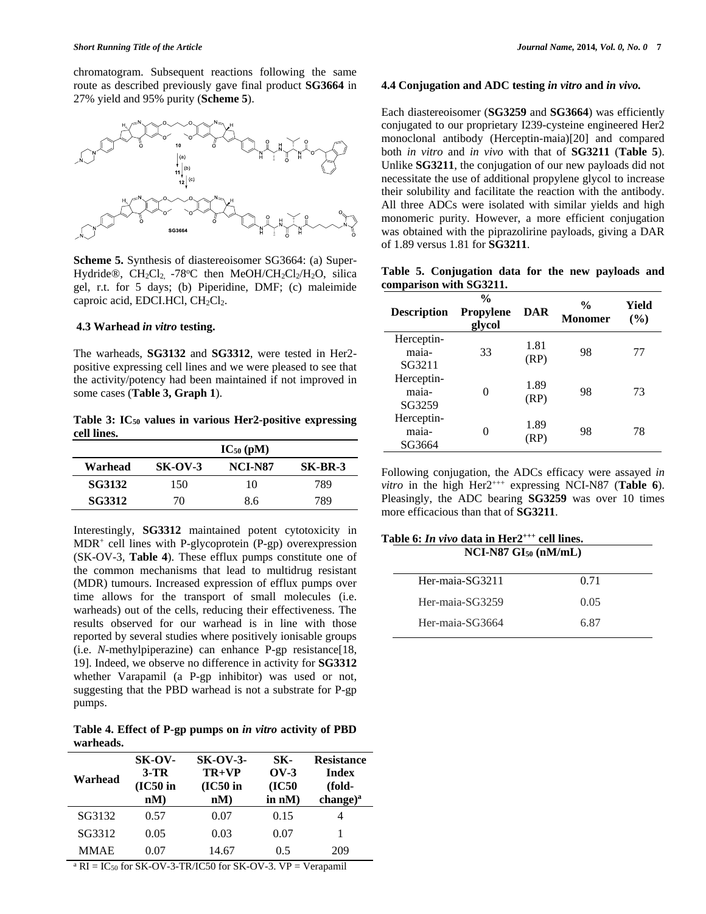chromatogram. Subsequent reactions following the same route as described previously gave final product **SG3664** in 27% yield and 95% purity (**Scheme 5**).

**Scheme 5.** Synthesis of diastereoisomer SG3664: (a) Super-Hydride®, $CH_2Cl_2$, -78°C then MeOH/$CH_2Cl_2$/$H_2O$, silica gel, r.t. for 5 days; (b) Piperidine, DMF; (c) maleimide caproic acid, EDCI.HCl, $CH_2Cl_2$.

### 4.3 Warhead *in vitro* testing.

The warheads, **SG3132** and **SG3312**, were tested in Her2-positive expressing cell lines and we were pleased to see that the activity/potency had been maintained if not improved in some cases (**Table 3, Graph 1**).

**Table 3: $IC_{50}$ values in various Her2-positive expressing cell lines.**

| | $IC_{50}$ (pM) | | |
|---|---|---|---|
| **Warhead** | **SK-OV-3** | **NCI-N87** | **SK-BR-3** |
| **SG3132** | 150 | 10 | 789 |
| **SG3312** | 70 | 8.6 | 789 |

Interestingly, **SG3312** maintained potent cytotoxicity in $MDR^+$ cell lines with P-glycoprotein (P-gp) overexpression (SK-OV-3, **Table 4**). These efflux pumps constitute one of the common mechanisms that lead to multidrug resistant (MDR) tumours. Increased expression of efflux pumps over time allows for the transport of small molecules (i.e. warheads) out of the cells, reducing their effectiveness. The results observed for our warhead is in line with those reported by several studies where positively ionisable groups (i.e. *N*-methylpiperazine) can enhance P-gp resistance[18, 19]. Indeed, we observe no difference in activity for **SG3312** whether Varapamil (a P-gp inhibitor) was used or not, suggesting that the PBD warhead is not a substrate for P-gp pumps.

**Table 4. Effect of P-gp pumps on *in vitro* activity of PBD warheads.**

| Warhead | SK-OV-3-TR (IC50 in nM) | SK-OV-3-TR+VP (IC50 in nM) | SK-OV-3 (IC50 in nM) | Resistance Index (fold-change)[a] |
|---|---|---|---|---|
| SG3132 | 0.57 | 0.07 | 0.15 | 4 |
| SG3312 | 0.05 | 0.03 | 0.07 | 1 |
| MMAE | 0.07 | 14.67 | 0.5 | 209 |

[a] RI = $IC_{50}$ for SK-OV-3-TR/IC50 for SK-OV-3. VP = Verapamil

### 4.4 Conjugation and ADC testing *in vitro* and *in vivo.*

Each diastereoisomer (**SG3259** and **SG3664**) was efficiently conjugated to our proprietary I239-cysteine engineered Her2 monoclonal antibody (Herceptin-maia)[20] and compared both *in vitro* and *in vivo* with that of **SG3211** (**Table 5**). Unlike **SG3211**, the conjugation of our new payloads did not necessitate the use of additional propylene glycol to increase their solubility and facilitate the reaction with the antibody. All three ADCs were isolated with similar yields and high monomeric purity. However, a more efficient conjugation was obtained with the piprazolirine payloads, giving a DAR of 1.89 versus 1.81 for **SG3211**.

**Table 5. Conjugation data for the new payloads and comparison with SG3211.**

| Description | % Propylene glycol | DAR | % Monomer | Yield (%) |
|---|---|---|---|---|
| Herceptin-maia-SG3211 | 33 | 1.81 (RP) | 98 | 77 |
| Herceptin-maia-SG3259 | 0 | 1.89 (RP) | 98 | 73 |
| Herceptin-maia-SG3664 | 0 | 1.89 (RP) | 98 | 78 |

Following conjugation, the ADCs efficacy were assayed *in vitro* in the high $Her2^{+++}$ expressing NCI-N87 (**Table 6**). Pleasingly, the ADC bearing **SG3259** was over 10 times more efficacious than that of **SG3211**.

**Table 6: *In vivo* data in $Her2^{+++}$ cell lines.**

| | NCI-N87 $GI_{50}$ (nM/mL) |
|---|---|
| Her-maia-SG3211 | 0.71 |
| Her-maia-SG3259 | 0.05 |
| Her-maia-SG3664 | 6.87 |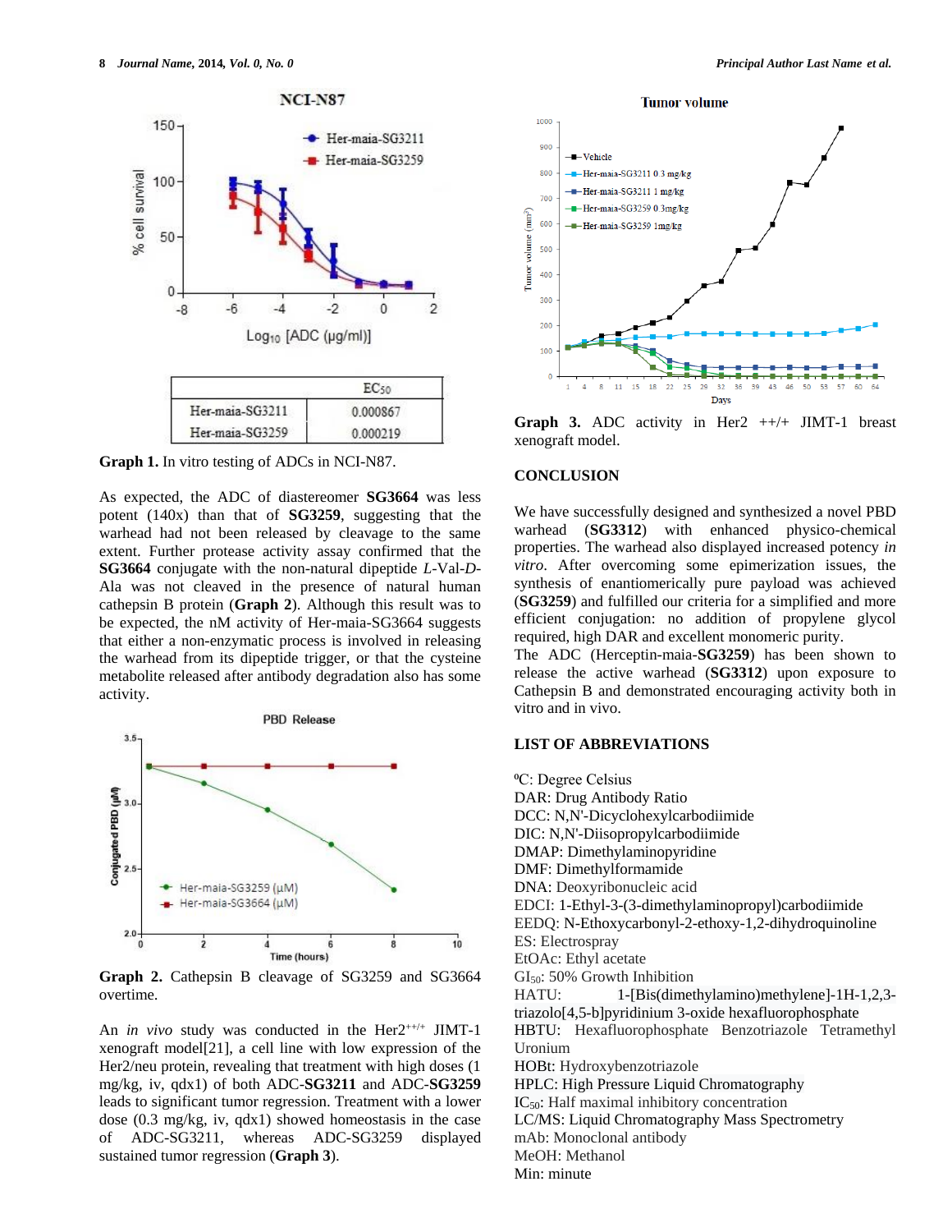| | $EC_{50}$ |
|---|---|
| Her-maia-SG3211 | 0.000867 |
| Her-maia-SG3259 | 0.000219 |

**Graph 1.** In vitro testing of ADCs in NCI-N87.

As expected, the ADC of diastereomer **SG3664** was less potent (140x) than that of **SG3259**, suggesting that the warhead had not been released by cleavage to the same extent. Further protease activity assay confirmed that the **SG3664** conjugate with the non-natural dipeptide *L*-Val-*D*-Ala was not cleaved in the presence of natural human cathepsin B protein (**Graph 2**). Although this result was to be expected, the nM activity of Her-maia-SG3664 suggests that either a non-enzymatic process is involved in releasing the warhead from its dipeptide trigger, or that the cysteine metabolite released after antibody degradation also has some activity.

**Graph 2.** Cathepsin B cleavage of SG3259 and SG3664 overtime.

An *in vivo* study was conducted in the Her2[++/+] JIMT-1 xenograft model[21], a cell line with low expression of the Her2/neu protein, revealing that treatment with high doses (1 mg/kg, iv, qdx1) of both ADC-**SG3211** and ADC-**SG3259** leads to significant tumor regression. Treatment with a lower dose (0.3 mg/kg, iv, qdx1) showed homeostasis in the case of ADC-SG3211, whereas ADC-SG3259 displayed sustained tumor regression (**Graph 3**).

**Graph 3.** ADC activity in Her2 ++/+ JIMT-1 breast xenograft model.

## CONCLUSION

We have successfully designed and synthesized a novel PBD warhead (**SG3312**) with enhanced physico-chemical properties. The warhead also displayed increased potency *in vitro*. After overcoming some epimerization issues, the synthesis of enantiomerically pure payload was achieved (**SG3259**) and fulfilled our criteria for a simplified and more efficient conjugation: no addition of propylene glycol required, high DAR and excellent monomeric purity.
The ADC (Herceptin-maia-**SG3259**) has been shown to release the active warhead (**SG3312**) upon exposure to Cathepsin B and demonstrated encouraging activity both in vitro and in vivo.

## LIST OF ABBREVIATIONS

ºC: Degree Celsius
DAR: Drug Antibody Ratio
DCC: N,N'-Dicyclohexylcarbodiimide
DIC: N,N'-Diisopropylcarbodiimide
DMAP: Dimethylaminopyridine
DMF: Dimethylformamide
DNA: Deoxyribonucleic acid
EDCI: 1-Ethyl-3-(3-dimethylaminopropyl)carbodiimide
EEDQ: N-Ethoxycarbonyl-2-ethoxy-1,2-dihydroquinoline
ES: Electrospray
EtOAc: Ethyl acetate
$GI_{50}$: 50% Growth Inhibition
HATU: 1-[Bis(dimethylamino)methylene]-1H-1,2,3-triazolo[4,5-b]pyridinium 3-oxide hexafluorophosphate
HBTU: Hexafluorophosphate Benzotriazole Tetramethyl Uronium
HOBt: Hydroxybenzotriazole
HPLC: High Pressure Liquid Chromatography
$IC_{50}$: Half maximal inhibitory concentration
LC/MS: Liquid Chromatography Mass Spectrometry
mAb: Monoclonal antibody
MeOH: Methanol
Min: minute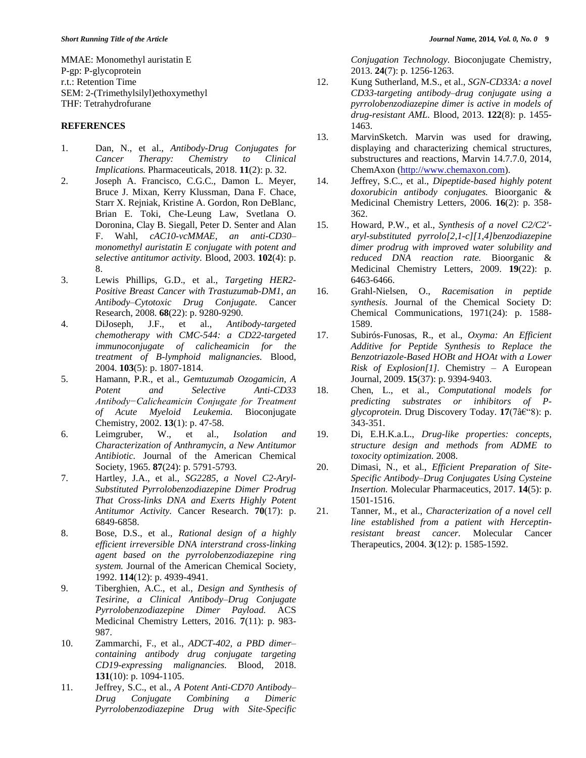MMAE: Monomethyl auristatin E
P-gp: P-glycoprotein
r.t.: Retention Time
SEM: 2-(Trimethylsilyl)ethoxymethyl
THF: Tetrahydrofurane

## REFERENCES

1. Dan, N., et al., *Antibody-Drug Conjugates for Cancer Therapy: Chemistry to Clinical Implications.* Pharmaceuticals, 2018. **11**(2): p. 32.
2. Joseph A. Francisco, C.G.C., Damon L. Meyer, Bruce J. Mixan, Kerry Klussman, Dana F. Chace, Starr X. Rejniak, Kristine A. Gordon, Ron DeBlanc, Brian E. Toki, Che-Leung Law, Svetlana O. Doronina, Clay B. Siegall, Peter D. Senter and Alan F. Wahl, *cAC10-vcMMAE, an anti-CD30–monomethyl auristatin E conjugate with potent and selective antitumor activity.* Blood, 2003. **102**(4): p. 8.
3. Lewis Phillips, G.D., et al., *Targeting HER2-Positive Breast Cancer with Trastuzumab-DM1, an Antibody–Cytotoxic Drug Conjugate.* Cancer Research, 2008. **68**(22): p. 9280-9290.
4. DiJoseph, J.F., et al., *Antibody-targeted chemotherapy with CMC-544: a CD22-targeted immunoconjugate of calicheamicin for the treatment of B-lymphoid malignancies.* Blood, 2004. **103**(5): p. 1807-1814.
5. Hamann, P.R., et al., *Gemtuzumab Ozogamicin, A Potent and Selective Anti-CD33 Antibody−Calicheamicin Conjugate for Treatment of Acute Myeloid Leukemia.* Bioconjugate Chemistry, 2002. **13**(1): p. 47-58.
6. Leimgruber, W., et al., *Isolation and Characterization of Anthramycin, a New Antitumor Antibiotic.* Journal of the American Chemical Society, 1965. **87**(24): p. 5791-5793.
7. Hartley, J.A., et al., *SG2285, a Novel C2-Aryl-Substituted Pyrrolobenzodiazepine Dimer Prodrug That Cross-links DNA and Exerts Highly Potent Antitumor Activity.* Cancer Research. **70**(17): p. 6849-6858.
8. Bose, D.S., et al., *Rational design of a highly efficient irreversible DNA interstrand cross-linking agent based on the pyrrolobenzodiazepine ring system.* Journal of the American Chemical Society, 1992. **114**(12): p. 4939-4941.
9. Tiberghien, A.C., et al., *Design and Synthesis of Tesirine, a Clinical Antibody–Drug Conjugate Pyrrolobenzodiazepine Dimer Payload.* ACS Medicinal Chemistry Letters, 2016. **7**(11): p. 983-987.
10. Zammarchi, F., et al., *ADCT-402, a PBD dimer–containing antibody drug conjugate targeting CD19-expressing malignancies.* Blood, 2018. **131**(10): p. 1094-1105.
11. Jeffrey, S.C., et al., *A Potent Anti-CD70 Antibody–Drug Conjugate Combining a Dimeric Pyrrolobenzodiazepine Drug with Site-Specific Conjugation Technology.* Bioconjugate Chemistry, 2013. **24**(7): p. 1256-1263.
12. Kung Sutherland, M.S., et al., *SGN-CD33A: a novel CD33-targeting antibody–drug conjugate using a pyrrolobenzodiazepine dimer is active in models of drug-resistant AML.* Blood, 2013. **122**(8): p. 1455-1463.
13. MarvinSketch. Marvin was used for drawing, displaying and characterizing chemical structures, substructures and reactions, Marvin 14.7.7.0, 2014, ChemAxon (http://www.chemaxon.com).
14. Jeffrey, S.C., et al., *Dipeptide-based highly potent doxorubicin antibody conjugates.* Bioorganic & Medicinal Chemistry Letters, 2006. **16**(2): p. 358-362.
15. Howard, P.W., et al., *Synthesis of a novel C2/C2'-aryl-substituted pyrrolo[2,1-c][1,4]benzodiazepine dimer prodrug with improved water solubility and reduced DNA reaction rate.* Bioorganic & Medicinal Chemistry Letters, 2009. **19**(22): p. 6463-6466.
16. Grahl-Nielsen, O., *Racemisation in peptide synthesis.* Journal of the Chemical Society D: Chemical Communications, 1971(24): p. 1588-1589.
17. Subirós-Funosas, R., et al., *Oxyma: An Efficient Additive for Peptide Synthesis to Replace the Benzotriazole-Based HOBt and HOAt with a Lower Risk of Explosion[1].* Chemistry – A European Journal, 2009. **15**(37): p. 9394-9403.
18. Chen, L., et al., *Computational models for predicting substrates or inhibitors of P-glycoprotein.* Drug Discovery Today. **17**(7â€"8): p. 343-351.
19. Di, E.H.K.a.L., *Drug-like properties: concepts, structure design and methods from ADME to toxicity optimization.* 2008.
20. Dimasi, N., et al., *Efficient Preparation of Site-Specific Antibody–Drug Conjugates Using Cysteine Insertion.* Molecular Pharmaceutics, 2017. **14**(5): p. 1501-1516.
21. Tanner, M., et al., *Characterization of a novel cell line established from a patient with Herceptin-resistant breast cancer.* Molecular Cancer Therapeutics, 2004. **3**(12): p. 1585-1592.